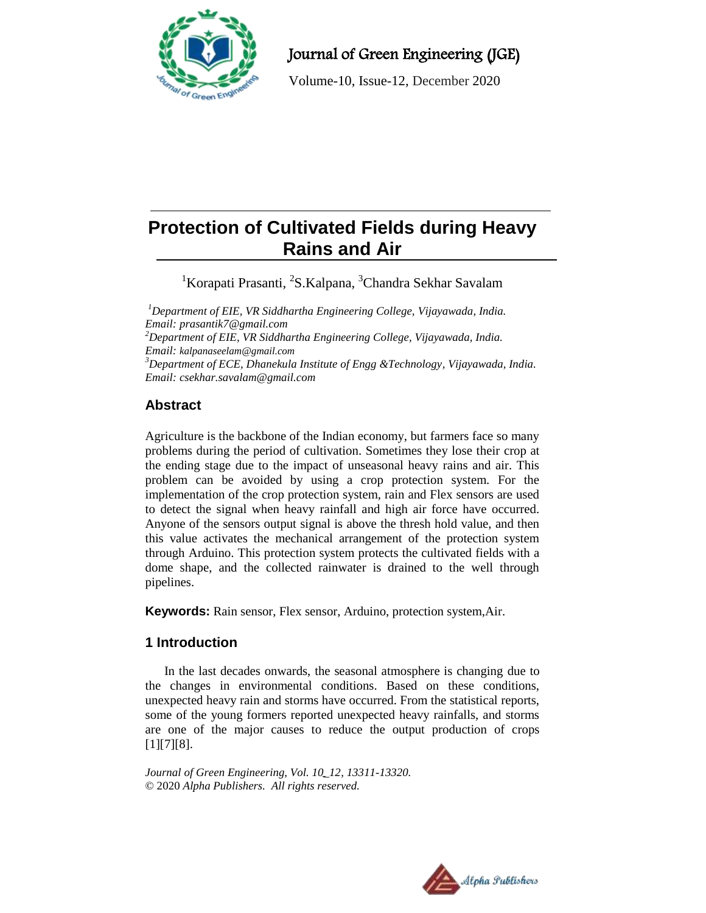# Protection of Cultivated Fields during Heavy Rains and Air

[1]Korapati Prasanti, [2]S.Kalpana, [3]Chandra Sekhar Savalam

*[1]Department of EIE, VR Siddhartha Engineering College, Vijayawada, India.*
*Email: prasantik7@gmail.com*
*[2]Department of EIE, VR Siddhartha Engineering College, Vijayawada, India.*
*Email: kalpanaseelam@gmail.com*
*[3]Department of ECE, Dhanekula Institute of Engg &Technology, Vijayawada, India.*
*Email: csekhar.savalam@gmail.com*

## Abstract

Agriculture is the backbone of the Indian economy, but farmers face so many problems during the period of cultivation. Sometimes they lose their crop at the ending stage due to the impact of unseasonal heavy rains and air. This problem can be avoided by using a crop protection system. For the implementation of the crop protection system, rain and Flex sensors are used to detect the signal when heavy rainfall and high air force have occurred. Anyone of the sensors output signal is above the thresh hold value, and then this value activates the mechanical arrangement of the protection system through Arduino. This protection system protects the cultivated fields with a dome shape, and the collected rainwater is drained to the well through pipelines.

**Keywords:** Rain sensor, Flex sensor, Arduino, protection system,Air.

## 1 Introduction

In the last decades onwards, the seasonal atmosphere is changing due to the changes in environmental conditions. Based on these conditions, unexpected heavy rain and storms have occurred. From the statistical reports, some of the young formers reported unexpected heavy rainfalls, and storms are one of the major causes to reduce the output production of crops [1][7][8].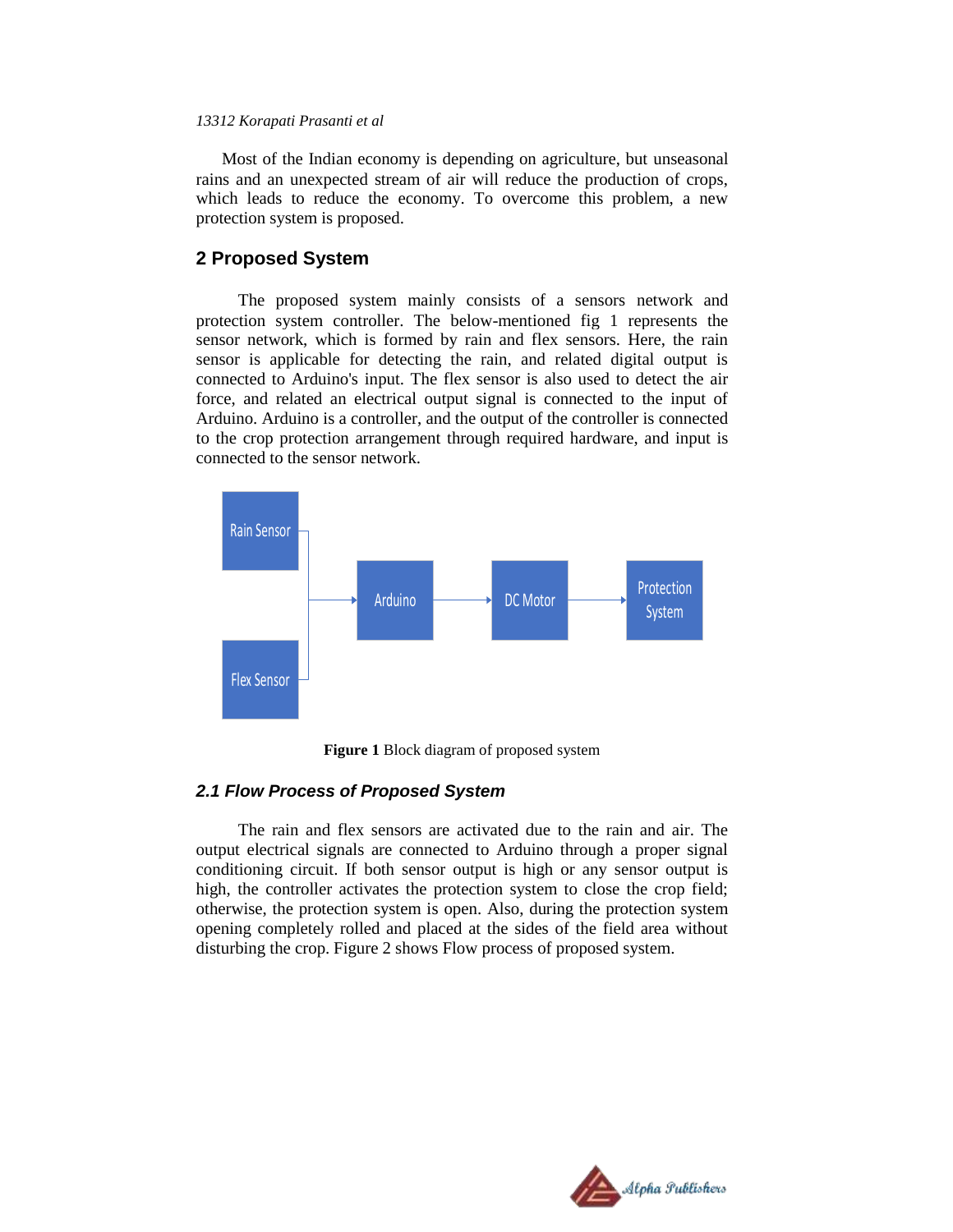Most of the Indian economy is depending on agriculture, but unseasonal rains and an unexpected stream of air will reduce the production of crops, which leads to reduce the economy. To overcome this problem, a new protection system is proposed.

## 2 Proposed System

The proposed system mainly consists of a sensors network and protection system controller. The below-mentioned fig 1 represents the sensor network, which is formed by rain and flex sensors. Here, the rain sensor is applicable for detecting the rain, and related digital output is connected to Arduino's input. The flex sensor is also used to detect the air force, and related an electrical output signal is connected to the input of Arduino. Arduino is a controller, and the output of the controller is connected to the crop protection arrangement through required hardware, and input is connected to the sensor network.

**Figure 1** Block diagram of proposed system

### *2.1 Flow Process of Proposed System*

The rain and flex sensors are activated due to the rain and air. The output electrical signals are connected to Arduino through a proper signal conditioning circuit. If both sensor output is high or any sensor output is high, the controller activates the protection system to close the crop field; otherwise, the protection system is open. Also, during the protection system opening completely rolled and placed at the sides of the field area without disturbing the crop. Figure 2 shows Flow process of proposed system.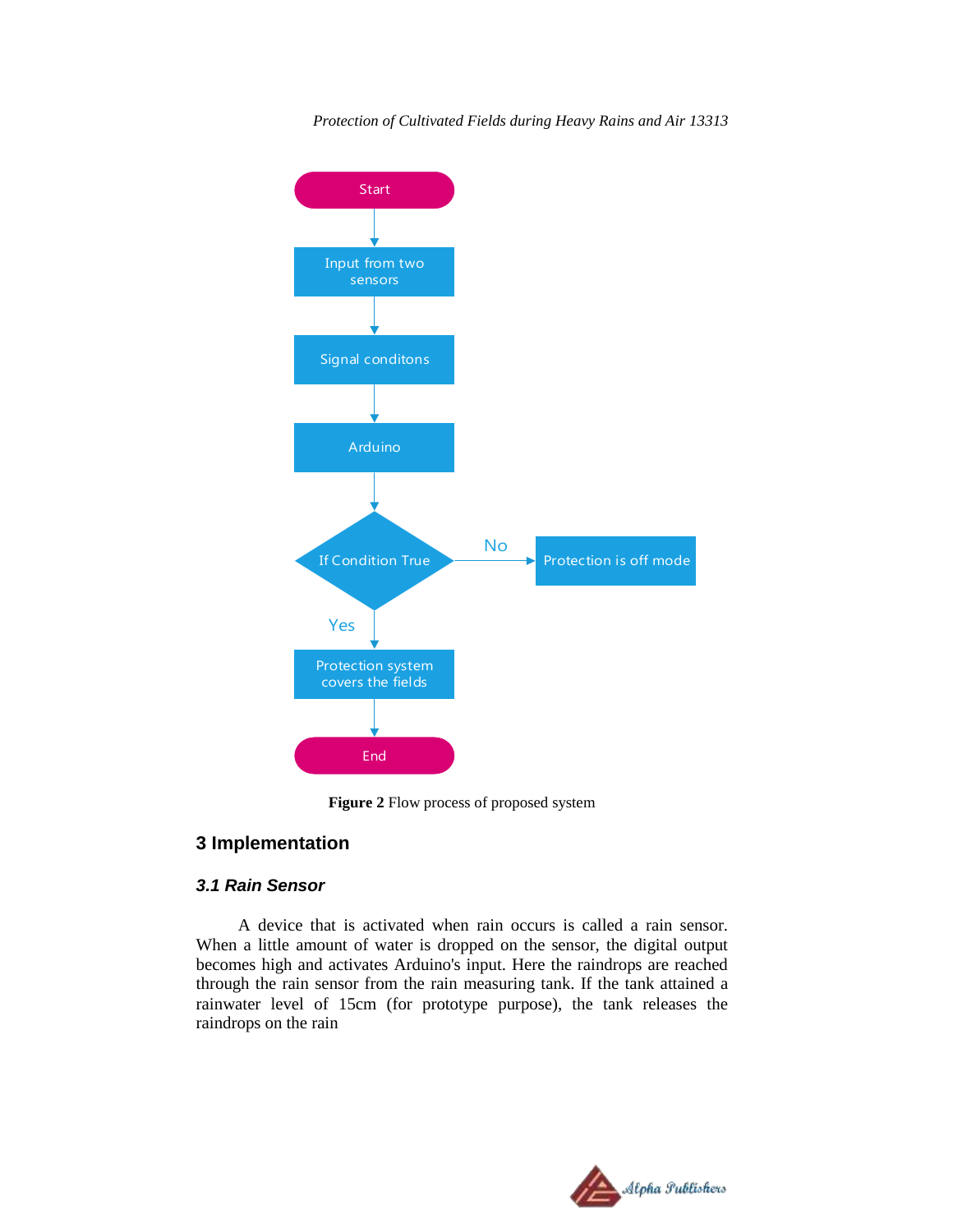**Figure 2** Flow process of proposed system

## 3 Implementation

### *3.1 Rain Sensor*

A device that is activated when rain occurs is called a rain sensor. When a little amount of water is dropped on the sensor, the digital output becomes high and activates Arduino's input. Here the raindrops are reached through the rain sensor from the rain measuring tank. If the tank attained a rainwater level of 15cm (for prototype purpose), the tank releases the raindrops on the rain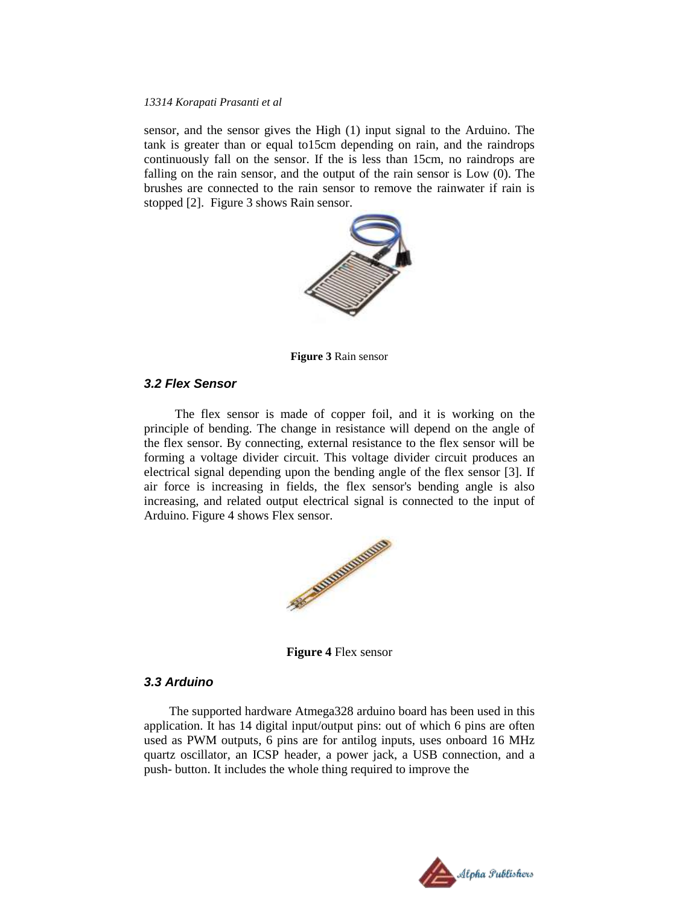sensor, and the sensor gives the High (1) input signal to the Arduino. The tank is greater than or equal to15cm depending on rain, and the raindrops continuously fall on the sensor. If the is less than 15cm, no raindrops are falling on the rain sensor, and the output of the rain sensor is Low (0). The brushes are connected to the rain sensor to remove the rainwater if rain is stopped [2]. Figure 3 shows Rain sensor.

**Figure 3** Rain sensor

### 3.2 Flex Sensor

The flex sensor is made of copper foil, and it is working on the principle of bending. The change in resistance will depend on the angle of the flex sensor. By connecting, external resistance to the flex sensor will be forming a voltage divider circuit. This voltage divider circuit produces an electrical signal depending upon the bending angle of the flex sensor [3]. If air force is increasing in fields, the flex sensor's bending angle is also increasing, and related output electrical signal is connected to the input of Arduino. Figure 4 shows Flex sensor.

**Figure 4** Flex sensor

### 3.3 Arduino

The supported hardware Atmega328 arduino board has been used in this application. It has 14 digital input/output pins: out of which 6 pins are often used as PWM outputs, 6 pins are for antilog inputs, uses onboard 16 MHz quartz oscillator, an ICSP header, a power jack, a USB connection, and a push- button. It includes the whole thing required to improve the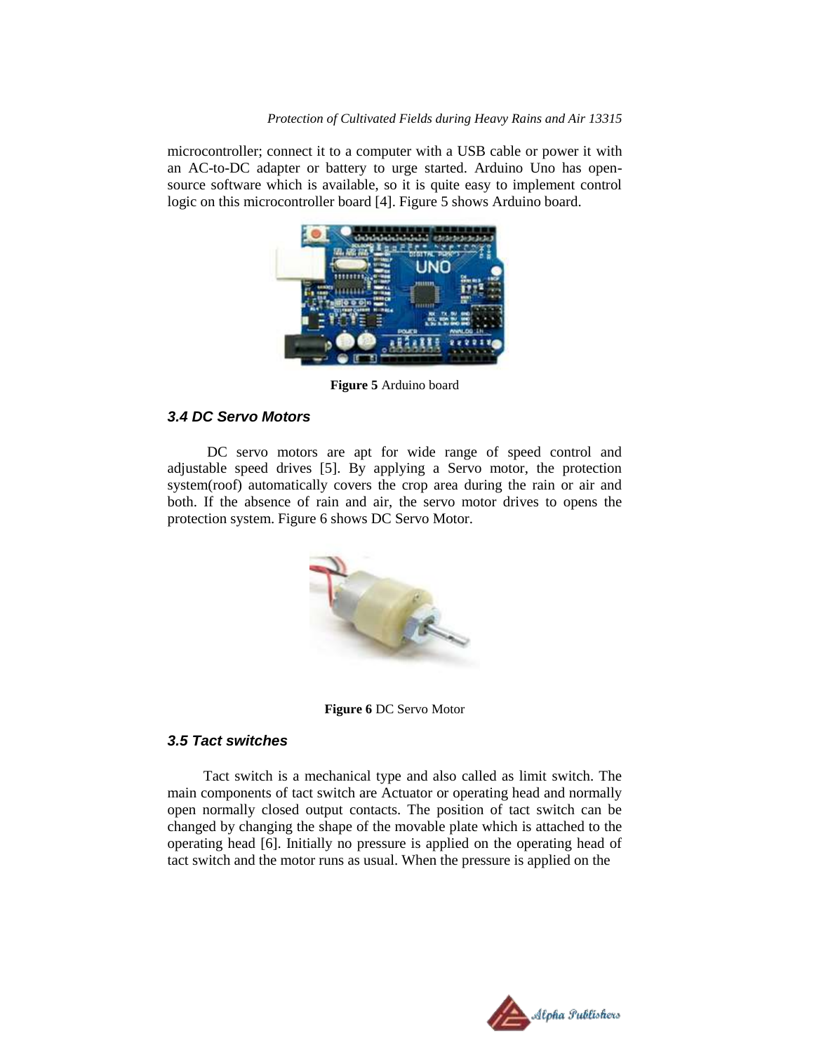microcontroller; connect it to a computer with a USB cable or power it with an AC-to-DC adapter or battery to urge started. Arduino Uno has open-source software which is available, so it is quite easy to implement control logic on this microcontroller board [4]. Figure 5 shows Arduino board.

**Figure 5** Arduino board

### 3.4 DC Servo Motors

DC servo motors are apt for wide range of speed control and adjustable speed drives [5]. By applying a Servo motor, the protection system(roof) automatically covers the crop area during the rain or air and both. If the absence of rain and air, the servo motor drives to opens the protection system. Figure 6 shows DC Servo Motor.

**Figure 6** DC Servo Motor

### 3.5 Tact switches

Tact switch is a mechanical type and also called as limit switch. The main components of tact switch are Actuator or operating head and normally open normally closed output contacts. The position of tact switch can be changed by changing the shape of the movable plate which is attached to the operating head [6]. Initially no pressure is applied on the operating head of tact switch and the motor runs as usual. When the pressure is applied on the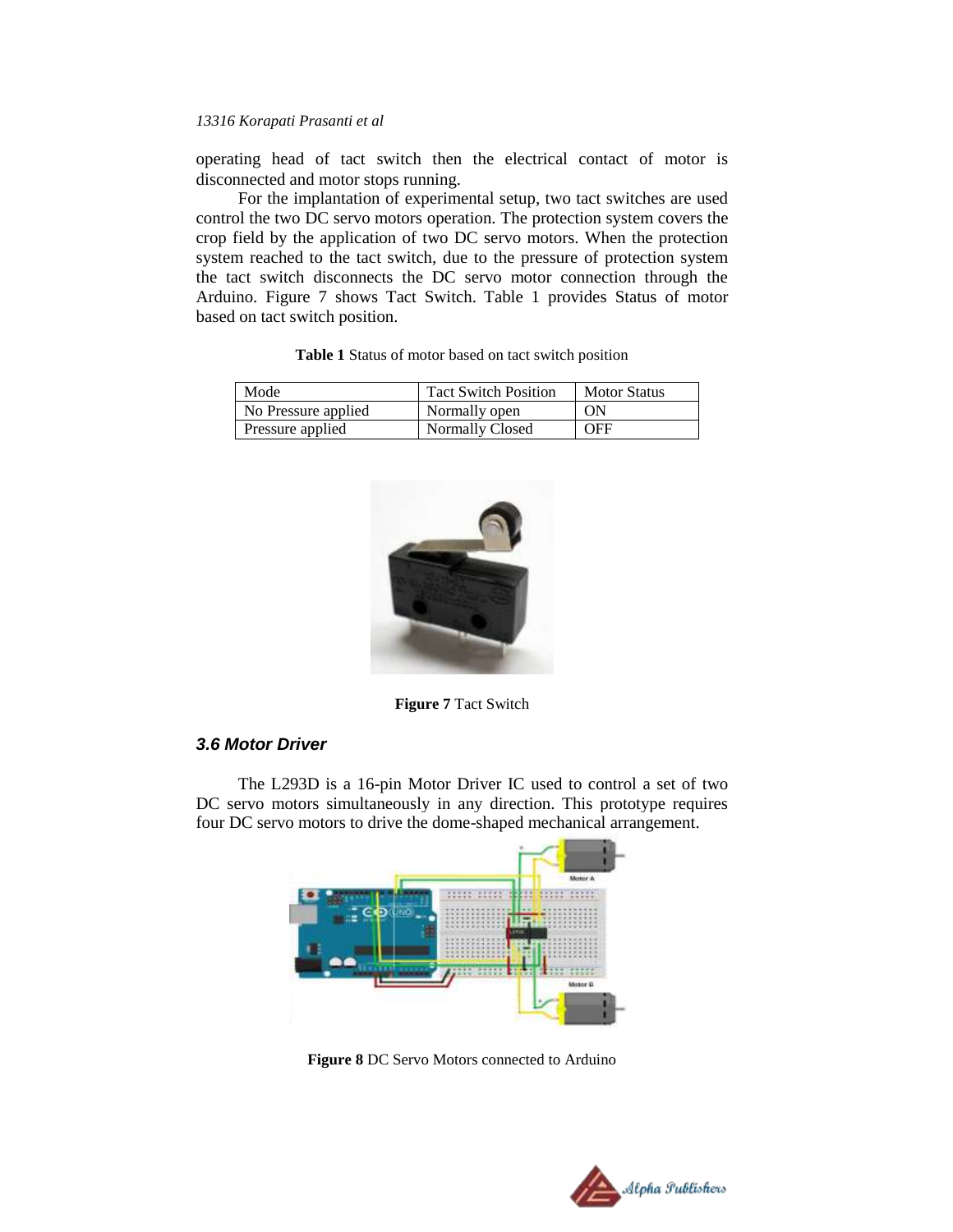operating head of tact switch then the electrical contact of motor is disconnected and motor stops running.

For the implantation of experimental setup, two tact switches are used control the two DC servo motors operation. The protection system covers the crop field by the application of two DC servo motors. When the protection system reached to the tact switch, due to the pressure of protection system the tact switch disconnects the DC servo motor connection through the Arduino. Figure 7 shows Tact Switch. Table 1 provides Status of motor based on tact switch position.

**Table 1** Status of motor based on tact switch position

| Mode | Tact Switch Position | Motor Status |
| --- | --- | --- |
| No Pressure applied | Normally open | ON |
| Pressure applied | Normally Closed | OFF |

**Figure 7** Tact Switch

### 3.6 Motor Driver

The L293D is a 16-pin Motor Driver IC used to control a set of two DC servo motors simultaneously in any direction. This prototype requires four DC servo motors to drive the dome-shaped mechanical arrangement.

**Figure 8** DC Servo Motors connected to Arduino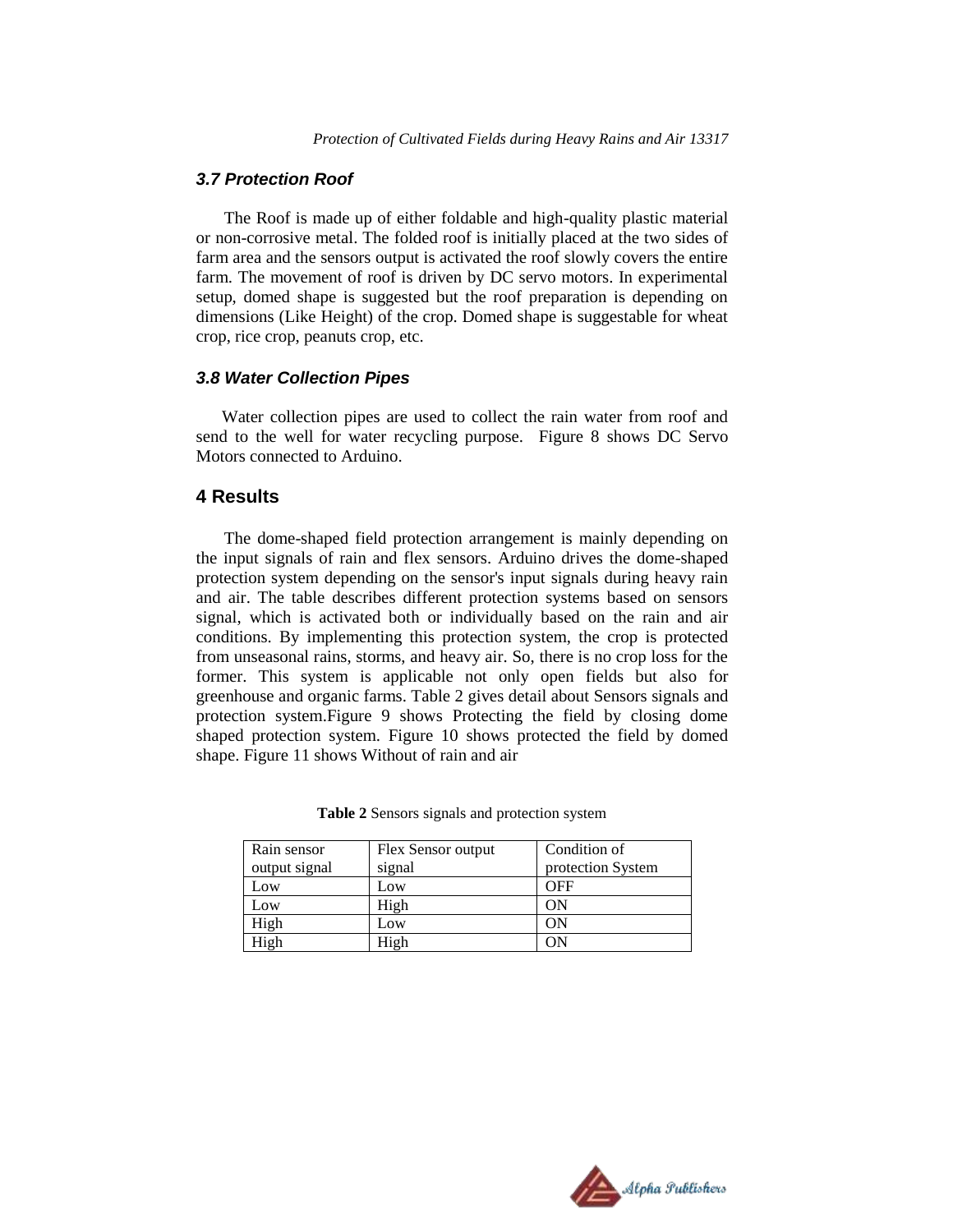### 3.7 Protection Roof

The Roof is made up of either foldable and high-quality plastic material or non-corrosive metal. The folded roof is initially placed at the two sides of farm area and the sensors output is activated the roof slowly covers the entire farm. The movement of roof is driven by DC servo motors. In experimental setup, domed shape is suggested but the roof preparation is depending on dimensions (Like Height) of the crop. Domed shape is suggestable for wheat crop, rice crop, peanuts crop, etc.

### 3.8 Water Collection Pipes

Water collection pipes are used to collect the rain water from roof and send to the well for water recycling purpose. Figure 8 shows DC Servo Motors connected to Arduino.

## 4 Results

The dome-shaped field protection arrangement is mainly depending on the input signals of rain and flex sensors. Arduino drives the dome-shaped protection system depending on the sensor's input signals during heavy rain and air. The table describes different protection systems based on sensors signal, which is activated both or individually based on the rain and air conditions. By implementing this protection system, the crop is protected from unseasonal rains, storms, and heavy air. So, there is no crop loss for the former. This system is applicable not only open fields but also for greenhouse and organic farms. Table 2 gives detail about Sensors signals and protection system.Figure 9 shows Protecting the field by closing dome shaped protection system. Figure 10 shows protected the field by domed shape. Figure 11 shows Without of rain and air

**Table 2** Sensors signals and protection system

| Rain sensor output signal | Flex Sensor output signal | Condition of protection System |
|---|---|---|
| Low | Low | OFF |
| Low | High | ON |
| High | Low | ON |
| High | High | ON |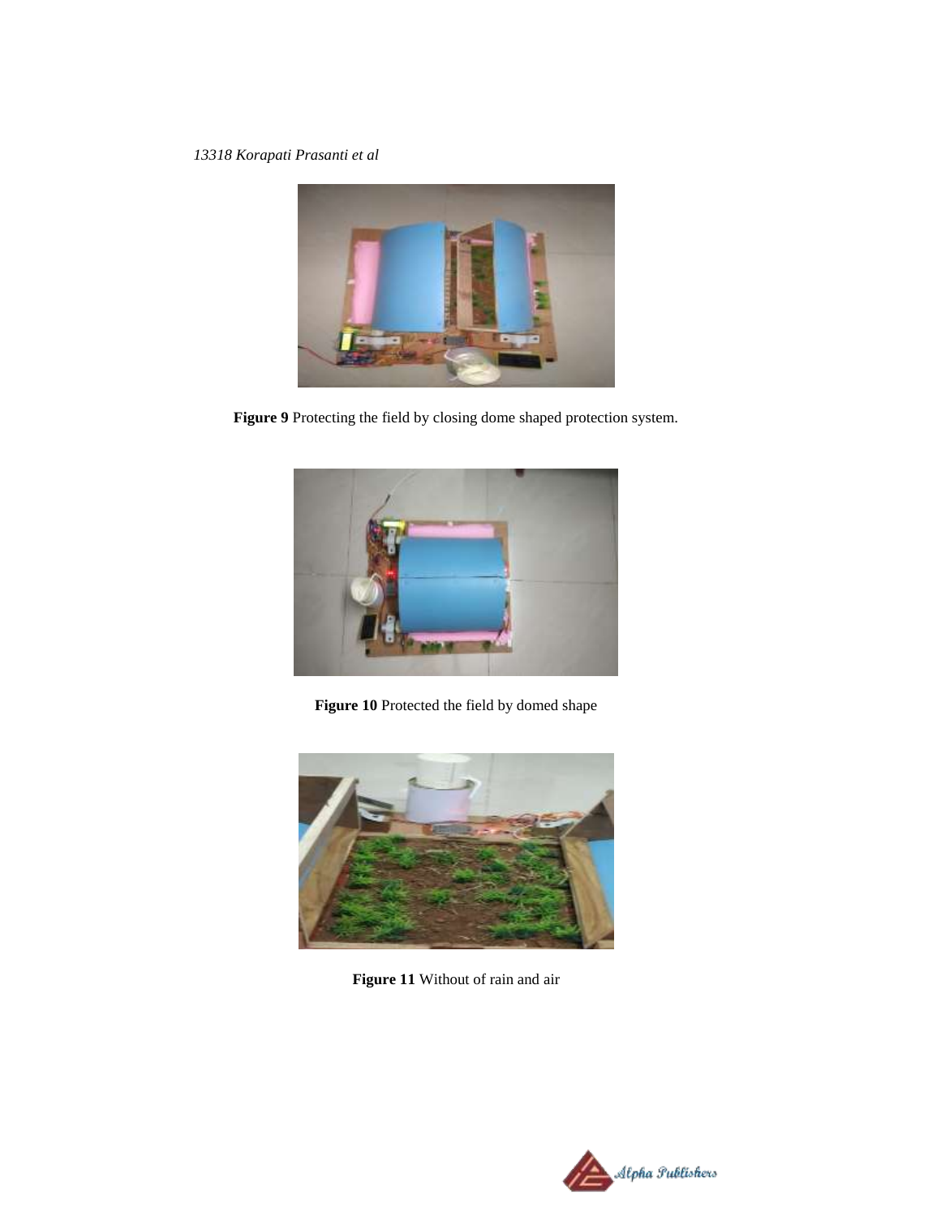**Figure 9** Protecting the field by closing dome shaped protection system.

**Figure 10** Protected the field by domed shape

**Figure 11** Without of rain and air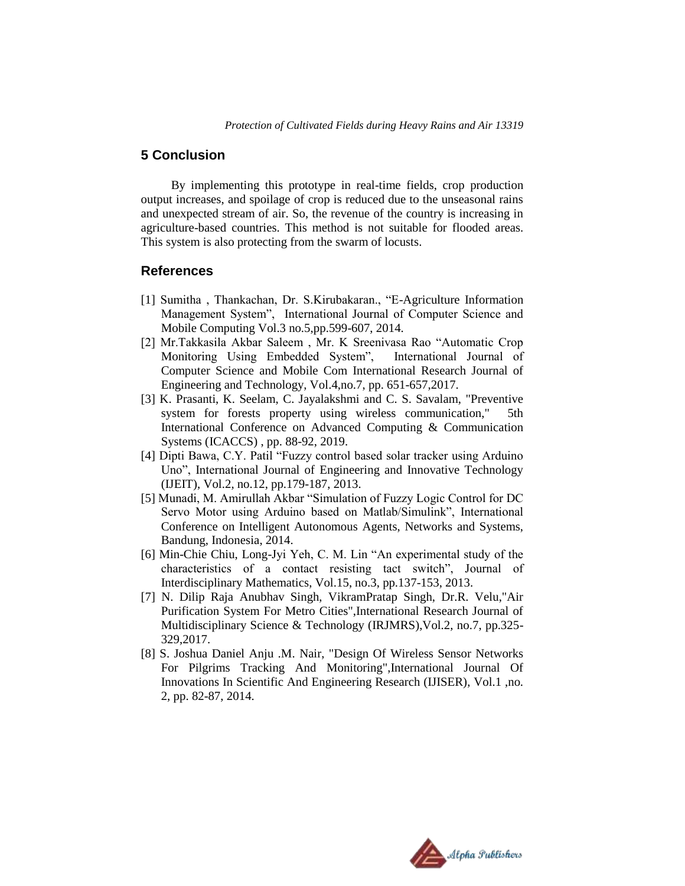## 5 Conclusion

By implementing this prototype in real-time fields, crop production output increases, and spoilage of crop is reduced due to the unseasonal rains and unexpected stream of air. So, the revenue of the country is increasing in agriculture-based countries. This method is not suitable for flooded areas. This system is also protecting from the swarm of locusts.

## References

[1] Sumitha , Thankachan, Dr. S.Kirubakaran., "E-Agriculture Information Management System", International Journal of Computer Science and Mobile Computing Vol.3 no.5,pp.599-607, 2014.

[2] Mr.Takkasila Akbar Saleem , Mr. K Sreenivasa Rao "Automatic Crop Monitoring Using Embedded System", International Journal of Computer Science and Mobile Com International Research Journal of Engineering and Technology, Vol.4,no.7, pp. 651-657,2017.

[3] K. Prasanti, K. Seelam, C. Jayalakshmi and C. S. Savalam, "Preventive system for forests property using wireless communication," 5th International Conference on Advanced Computing & Communication Systems (ICACCS) , pp. 88-92, 2019.

[4] Dipti Bawa, C.Y. Patil "Fuzzy control based solar tracker using Arduino Uno", International Journal of Engineering and Innovative Technology (IJEIT), Vol.2, no.12, pp.179-187, 2013.

[5] Munadi, M. Amirullah Akbar "Simulation of Fuzzy Logic Control for DC Servo Motor using Arduino based on Matlab/Simulink", International Conference on Intelligent Autonomous Agents, Networks and Systems, Bandung, Indonesia, 2014.

[6] Min-Chie Chiu, Long-Jyi Yeh, C. M. Lin "An experimental study of the characteristics of a contact resisting tact switch", Journal of Interdisciplinary Mathematics, Vol.15, no.3, pp.137-153, 2013.

[7] N. Dilip Raja Anubhav Singh, VikramPratap Singh, Dr.R. Velu,"Air Purification System For Metro Cities",International Research Journal of Multidisciplinary Science & Technology (IRJMRS),Vol.2, no.7, pp.325-329,2017.

[8] S. Joshua Daniel Anju .M. Nair, "Design Of Wireless Sensor Networks For Pilgrims Tracking And Monitoring",International Journal Of Innovations In Scientific And Engineering Research (IJISER), Vol.1 ,no. 2, pp. 82-87, 2014.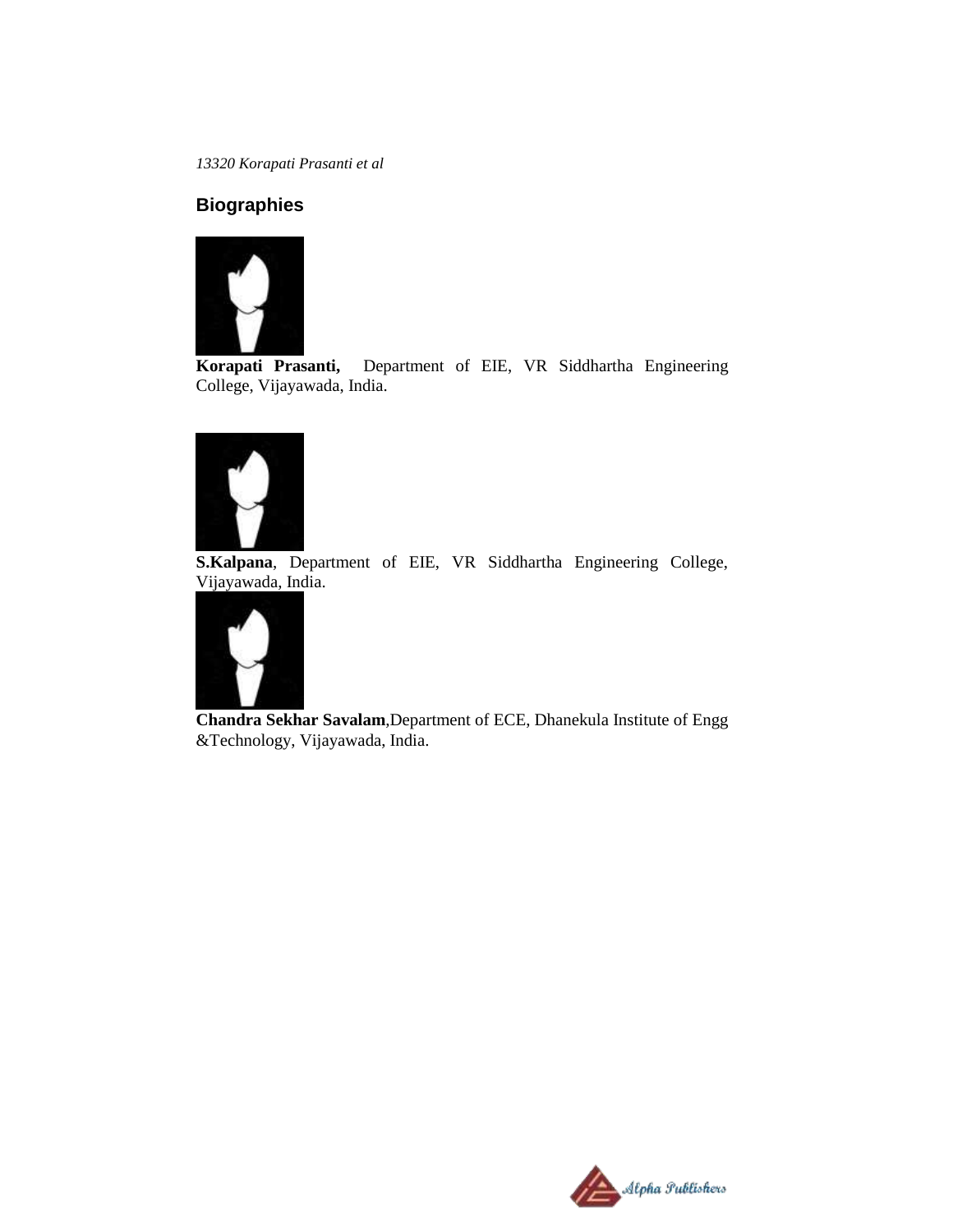## Biographies

**Korapati Prasanti,** Department of EIE, VR Siddhartha Engineering College, Vijayawada, India.

**S.Kalpana**, Department of EIE, VR Siddhartha Engineering College, Vijayawada, India.

**Chandra Sekhar Savalam**,Department of ECE, Dhanekula Institute of Engg &Technology, Vijayawada, India.